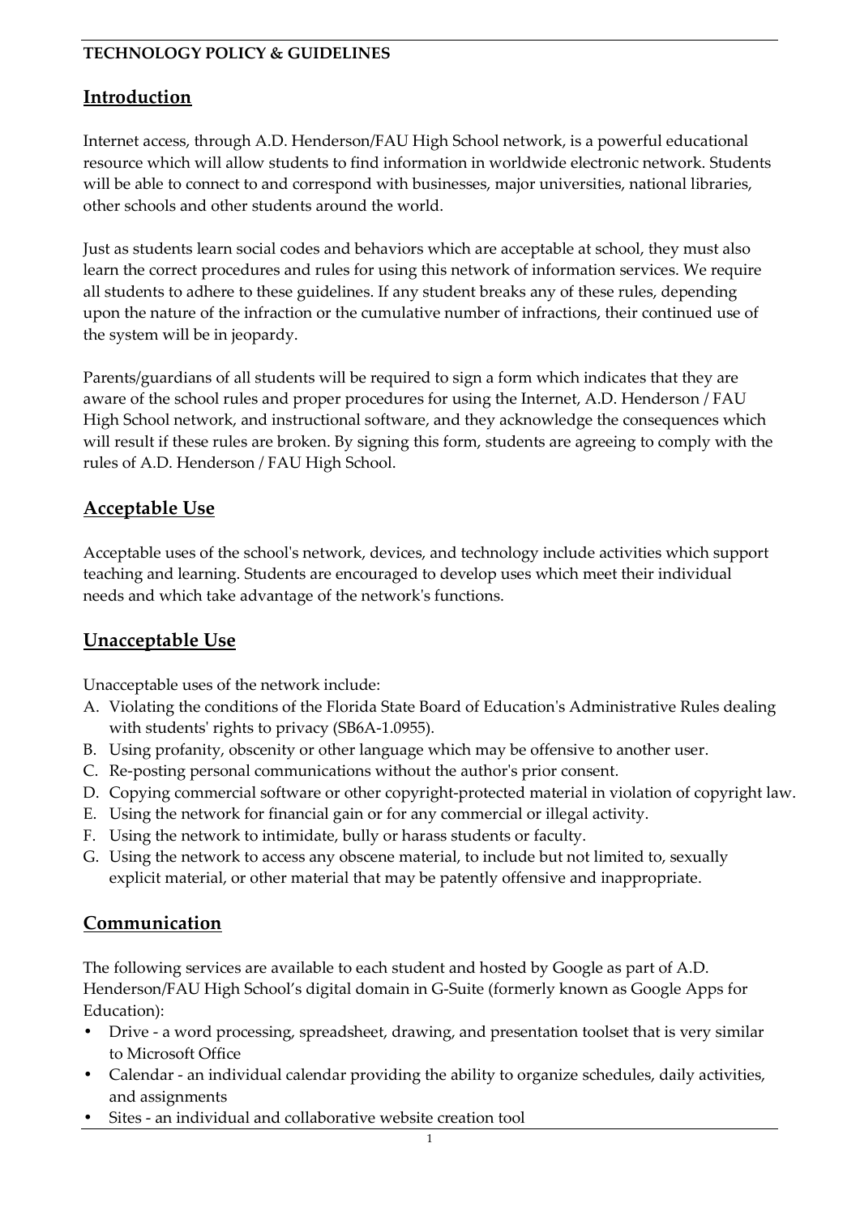**TECHNOLOGY POLICY & GUIDELINES**

## Introduction

Internet access, through A.D. Henderson/FAU High School network, is a powerful educational resource which will allow students to find information in worldwide electronic network. Students will be able to connect to and correspond with businesses, major universities, national libraries, other schools and other students around the world.

Just as students learn social codes and behaviors which are acceptable at school, they must also learn the correct procedures and rules for using this network of information services. We require all students to adhere to these guidelines. If any student breaks any of these rules, depending upon the nature of the infraction or the cumulative number of infractions, their continued use of the system will be in jeopardy.

Parents/guardians of all students will be required to sign a form which indicates that they are aware of the school rules and proper procedures for using the Internet, A.D. Henderson / FAU High School network, and instructional software, and they acknowledge the consequences which will result if these rules are broken. By signing this form, students are agreeing to comply with the rules of A.D. Henderson / FAU High School.

## Acceptable Use

Acceptable uses of the school's network, devices, and technology include activities which support teaching and learning. Students are encouraged to develop uses which meet their individual needs and which take advantage of the network's functions.

## Unacceptable Use

Unacceptable uses of the network include:

A. Violating the conditions of the Florida State Board of Education's Administrative Rules dealing with students' rights to privacy (SB6A-1.0955).
B. Using profanity, obscenity or other language which may be offensive to another user.
C. Re-posting personal communications without the author's prior consent.
D. Copying commercial software or other copyright-protected material in violation of copyright law.
E. Using the network for financial gain or for any commercial or illegal activity.
F. Using the network to intimidate, bully or harass students or faculty.
G. Using the network to access any obscene material, to include but not limited to, sexually explicit material, or other material that may be patently offensive and inappropriate.

## Communication

The following services are available to each student and hosted by Google as part of A.D. Henderson/FAU High School's digital domain in G-Suite (formerly known as Google Apps for Education):

- Drive - a word processing, spreadsheet, drawing, and presentation toolset that is very similar to Microsoft Office
- Calendar - an individual calendar providing the ability to organize schedules, daily activities, and assignments
- Sites - an individual and collaborative website creation tool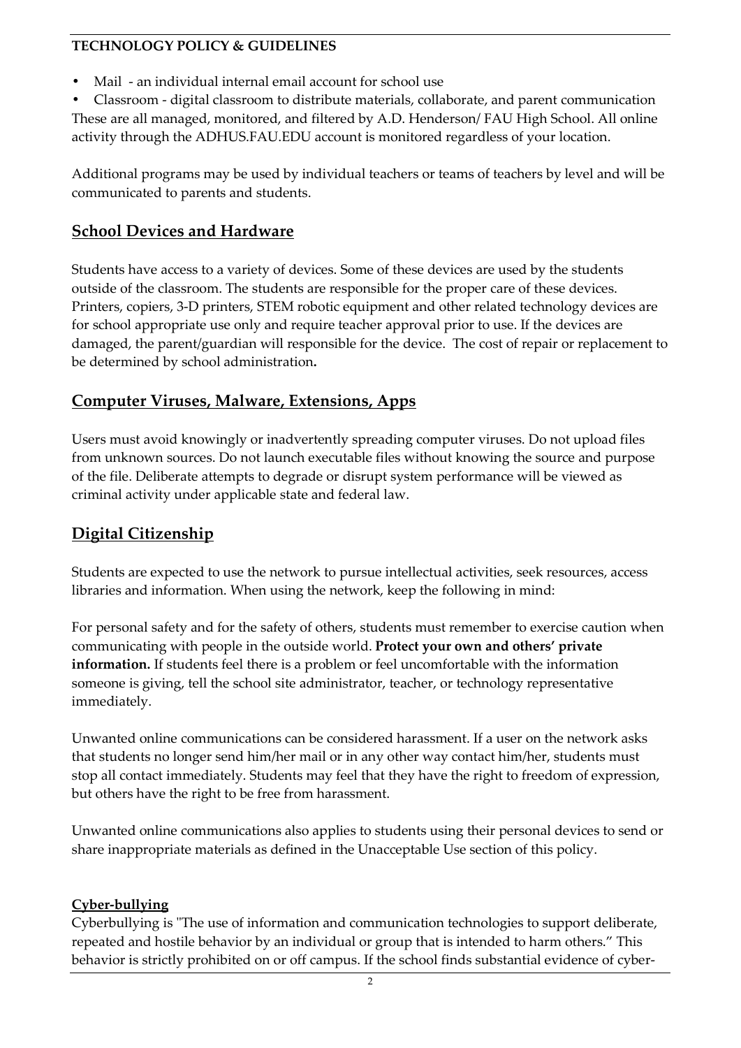- Mail - an individual internal email account for school use
- Classroom - digital classroom to distribute materials, collaborate, and parent communication

These are all managed, monitored, and filtered by A.D. Henderson/ FAU High School. All online activity through the ADHUS.FAU.EDU account is monitored regardless of your location.

Additional programs may be used by individual teachers or teams of teachers by level and will be communicated to parents and students.

## School Devices and Hardware

Students have access to a variety of devices. Some of these devices are used by the students outside of the classroom. The students are responsible for the proper care of these devices. Printers, copiers, 3-D printers, STEM robotic equipment and other related technology devices are for school appropriate use only and require teacher approval prior to use. If the devices are damaged, the parent/guardian will responsible for the device. The cost of repair or replacement to be determined by school administration**.**

## Computer Viruses, Malware, Extensions, Apps

Users must avoid knowingly or inadvertently spreading computer viruses. Do not upload files from unknown sources. Do not launch executable files without knowing the source and purpose of the file. Deliberate attempts to degrade or disrupt system performance will be viewed as criminal activity under applicable state and federal law.

## Digital Citizenship

Students are expected to use the network to pursue intellectual activities, seek resources, access libraries and information. When using the network, keep the following in mind:

For personal safety and for the safety of others, students must remember to exercise caution when communicating with people in the outside world. **Protect your own and others' private information.** If students feel there is a problem or feel uncomfortable with the information someone is giving, tell the school site administrator, teacher, or technology representative immediately.

Unwanted online communications can be considered harassment. If a user on the network asks that students no longer send him/her mail or in any other way contact him/her, students must stop all contact immediately. Students may feel that they have the right to freedom of expression, but others have the right to be free from harassment.

Unwanted online communications also applies to students using their personal devices to send or share inappropriate materials as defined in the Unacceptable Use section of this policy.

### Cyber-bullying

Cyberbullying is "The use of information and communication technologies to support deliberate, repeated and hostile behavior by an individual or group that is intended to harm others." This behavior is strictly prohibited on or off campus. If the school finds substantial evidence of cyber-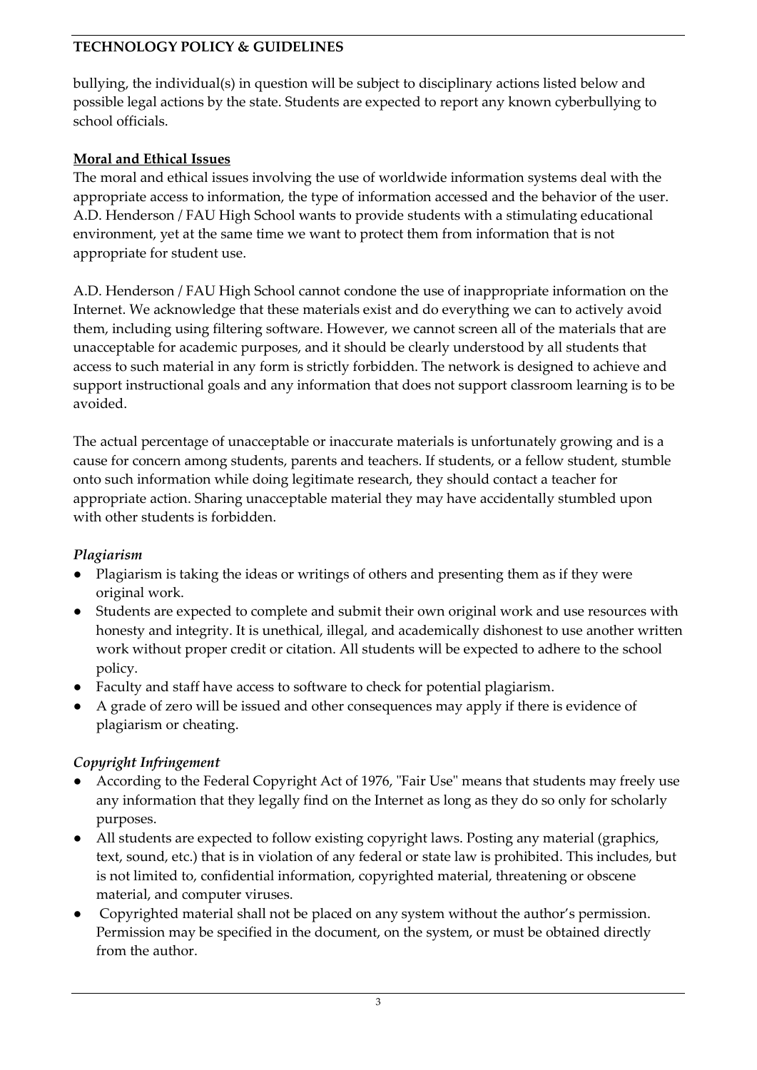bullying, the individual(s) in question will be subject to disciplinary actions listed below and possible legal actions by the state. Students are expected to report any known cyberbullying to school officials.

**Moral and Ethical Issues**

The moral and ethical issues involving the use of worldwide information systems deal with the appropriate access to information, the type of information accessed and the behavior of the user. A.D. Henderson / FAU High School wants to provide students with a stimulating educational environment, yet at the same time we want to protect them from information that is not appropriate for student use.

A.D. Henderson / FAU High School cannot condone the use of inappropriate information on the Internet. We acknowledge that these materials exist and do everything we can to actively avoid them, including using filtering software. However, we cannot screen all of the materials that are unacceptable for academic purposes, and it should be clearly understood by all students that access to such material in any form is strictly forbidden. The network is designed to achieve and support instructional goals and any information that does not support classroom learning is to be avoided.

The actual percentage of unacceptable or inaccurate materials is unfortunately growing and is a cause for concern among students, parents and teachers. If students, or a fellow student, stumble onto such information while doing legitimate research, they should contact a teacher for appropriate action. Sharing unacceptable material they may have accidentally stumbled upon with other students is forbidden.

*Plagiarism*

- Plagiarism is taking the ideas or writings of others and presenting them as if they were original work.
- Students are expected to complete and submit their own original work and use resources with honesty and integrity. It is unethical, illegal, and academically dishonest to use another written work without proper credit or citation. All students will be expected to adhere to the school policy.
- Faculty and staff have access to software to check for potential plagiarism.
- A grade of zero will be issued and other consequences may apply if there is evidence of plagiarism or cheating.

*Copyright Infringement*

- According to the Federal Copyright Act of 1976, "Fair Use" means that students may freely use any information that they legally find on the Internet as long as they do so only for scholarly purposes.
- All students are expected to follow existing copyright laws. Posting any material (graphics, text, sound, etc.) that is in violation of any federal or state law is prohibited. This includes, but is not limited to, confidential information, copyrighted material, threatening or obscene material, and computer viruses.
- Copyrighted material shall not be placed on any system without the author's permission. Permission may be specified in the document, on the system, or must be obtained directly from the author.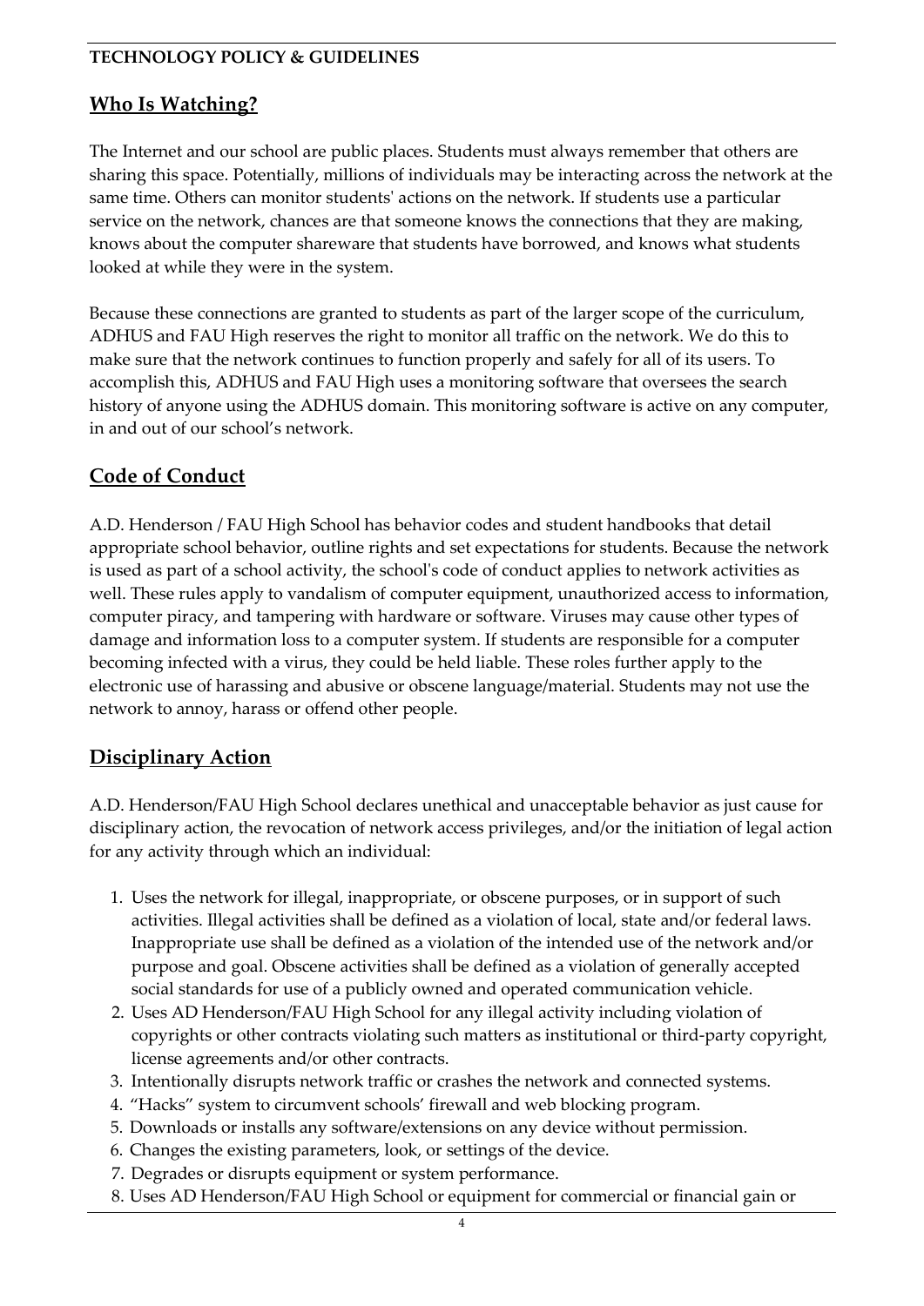**TECHNOLOGY POLICY & GUIDELINES**

## Who Is Watching?

The Internet and our school are public places. Students must always remember that others are sharing this space. Potentially, millions of individuals may be interacting across the network at the same time. Others can monitor students' actions on the network. If students use a particular service on the network, chances are that someone knows the connections that they are making, knows about the computer shareware that students have borrowed, and knows what students looked at while they were in the system.

Because these connections are granted to students as part of the larger scope of the curriculum, ADHUS and FAU High reserves the right to monitor all traffic on the network. We do this to make sure that the network continues to function properly and safely for all of its users. To accomplish this, ADHUS and FAU High uses a monitoring software that oversees the search history of anyone using the ADHUS domain. This monitoring software is active on any computer, in and out of our school's network.

## Code of Conduct

A.D. Henderson / FAU High School has behavior codes and student handbooks that detail appropriate school behavior, outline rights and set expectations for students. Because the network is used as part of a school activity, the school's code of conduct applies to network activities as well. These rules apply to vandalism of computer equipment, unauthorized access to information, computer piracy, and tampering with hardware or software. Viruses may cause other types of damage and information loss to a computer system. If students are responsible for a computer becoming infected with a virus, they could be held liable. These roles further apply to the electronic use of harassing and abusive or obscene language/material. Students may not use the network to annoy, harass or offend other people.

## Disciplinary Action

A.D. Henderson/FAU High School declares unethical and unacceptable behavior as just cause for disciplinary action, the revocation of network access privileges, and/or the initiation of legal action for any activity through which an individual:

1. Uses the network for illegal, inappropriate, or obscene purposes, or in support of such activities. Illegal activities shall be defined as a violation of local, state and/or federal laws. Inappropriate use shall be defined as a violation of the intended use of the network and/or purpose and goal. Obscene activities shall be defined as a violation of generally accepted social standards for use of a publicly owned and operated communication vehicle.
2. Uses AD Henderson/FAU High School for any illegal activity including violation of copyrights or other contracts violating such matters as institutional or third-party copyright, license agreements and/or other contracts.
3. Intentionally disrupts network traffic or crashes the network and connected systems.
4. "Hacks" system to circumvent schools' firewall and web blocking program.
5. Downloads or installs any software/extensions on any device without permission.
6. Changes the existing parameters, look, or settings of the device.
7. Degrades or disrupts equipment or system performance.
8. Uses AD Henderson/FAU High School or equipment for commercial or financial gain or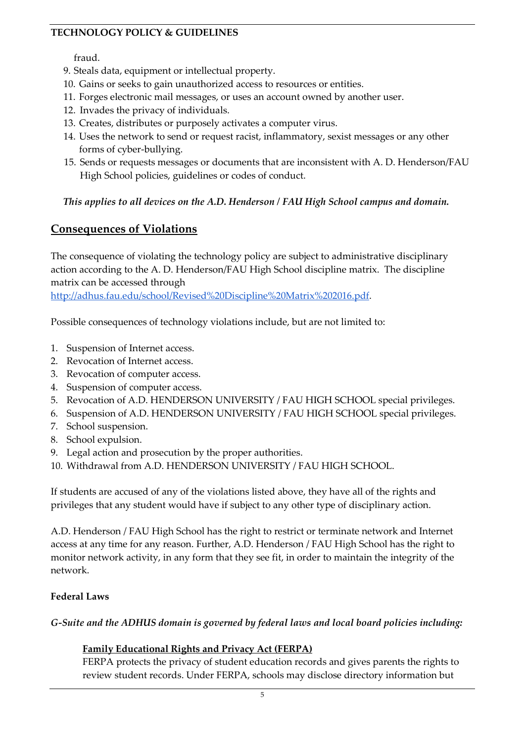fraud.

9. Steals data, equipment or intellectual property.
10. Gains or seeks to gain unauthorized access to resources or entities.
11. Forges electronic mail messages, or uses an account owned by another user.
12. Invades the privacy of individuals.
13. Creates, distributes or purposely activates a computer virus.
14. Uses the network to send or request racist, inflammatory, sexist messages or any other forms of cyber-bullying.
15. Sends or requests messages or documents that are inconsistent with A. D. Henderson/FAU High School policies, guidelines or codes of conduct.

***This applies to all devices on the A.D. Henderson / FAU High School campus and domain.***

## Consequences of Violations

The consequence of violating the technology policy are subject to administrative disciplinary action according to the A. D. Henderson/FAU High School discipline matrix. The discipline matrix can be accessed through [http://adhus.fau.edu/school/Revised%20Discipline%20Matrix%202016.pdf](http://adhus.fau.edu/school/Revised%20Discipline%20Matrix%202016.pdf).

Possible consequences of technology violations include, but are not limited to:

1. Suspension of Internet access.
2. Revocation of Internet access.
3. Revocation of computer access.
4. Suspension of computer access.
5. Revocation of A.D. HENDERSON UNIVERSITY / FAU HIGH SCHOOL special privileges.
6. Suspension of A.D. HENDERSON UNIVERSITY / FAU HIGH SCHOOL special privileges.
7. School suspension.
8. School expulsion.
9. Legal action and prosecution by the proper authorities.
10. Withdrawal from A.D. HENDERSON UNIVERSITY / FAU HIGH SCHOOL.

If students are accused of any of the violations listed above, they have all of the rights and privileges that any student would have if subject to any other type of disciplinary action.

A.D. Henderson / FAU High School has the right to restrict or terminate network and Internet access at any time for any reason. Further, A.D. Henderson / FAU High School has the right to monitor network activity, in any form that they see fit, in order to maintain the integrity of the network.

**Federal Laws**

***G-Suite and the ADHUS domain is governed by federal laws and local board policies including:***

**Family Educational Rights and Privacy Act (FERPA)**
FERPA protects the privacy of student education records and gives parents the rights to review student records. Under FERPA, schools may disclose directory information but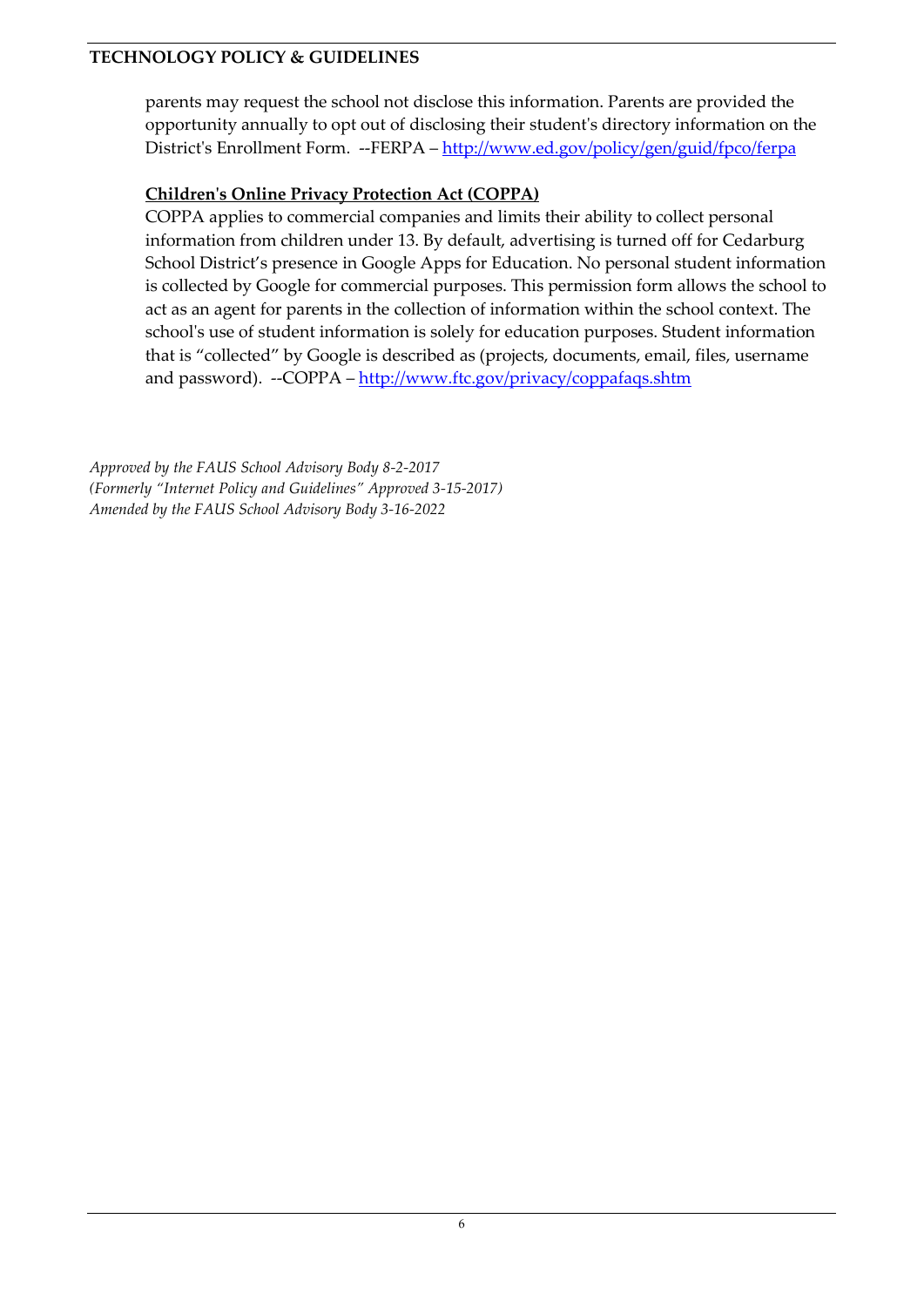parents may request the school not disclose this information. Parents are provided the opportunity annually to opt out of disclosing their student's directory information on the District's Enrollment Form. --FERPA – [http://www.ed.gov/policy/gen/guid/fpco/ferpa](http://www.ed.gov/policy/gen/guid/fpco/ferpa)

**Children's Online Privacy Protection Act (COPPA)**

COPPA applies to commercial companies and limits their ability to collect personal information from children under 13. By default, advertising is turned off for Cedarburg School District's presence in Google Apps for Education. No personal student information is collected by Google for commercial purposes. This permission form allows the school to act as an agent for parents in the collection of information within the school context. The school's use of student information is solely for education purposes. Student information that is "collected" by Google is described as (projects, documents, email, files, username and password). --COPPA – [http://www.ftc.gov/privacy/coppafaqs.shtm](http://www.ftc.gov/privacy/coppafaqs.shtm)

*Approved by the FAUS School Advisory Body 8-2-2017*
*(Formerly "Internet Policy and Guidelines" Approved 3-15-2017)*
*Amended by the FAUS School Advisory Body 3-16-2022*